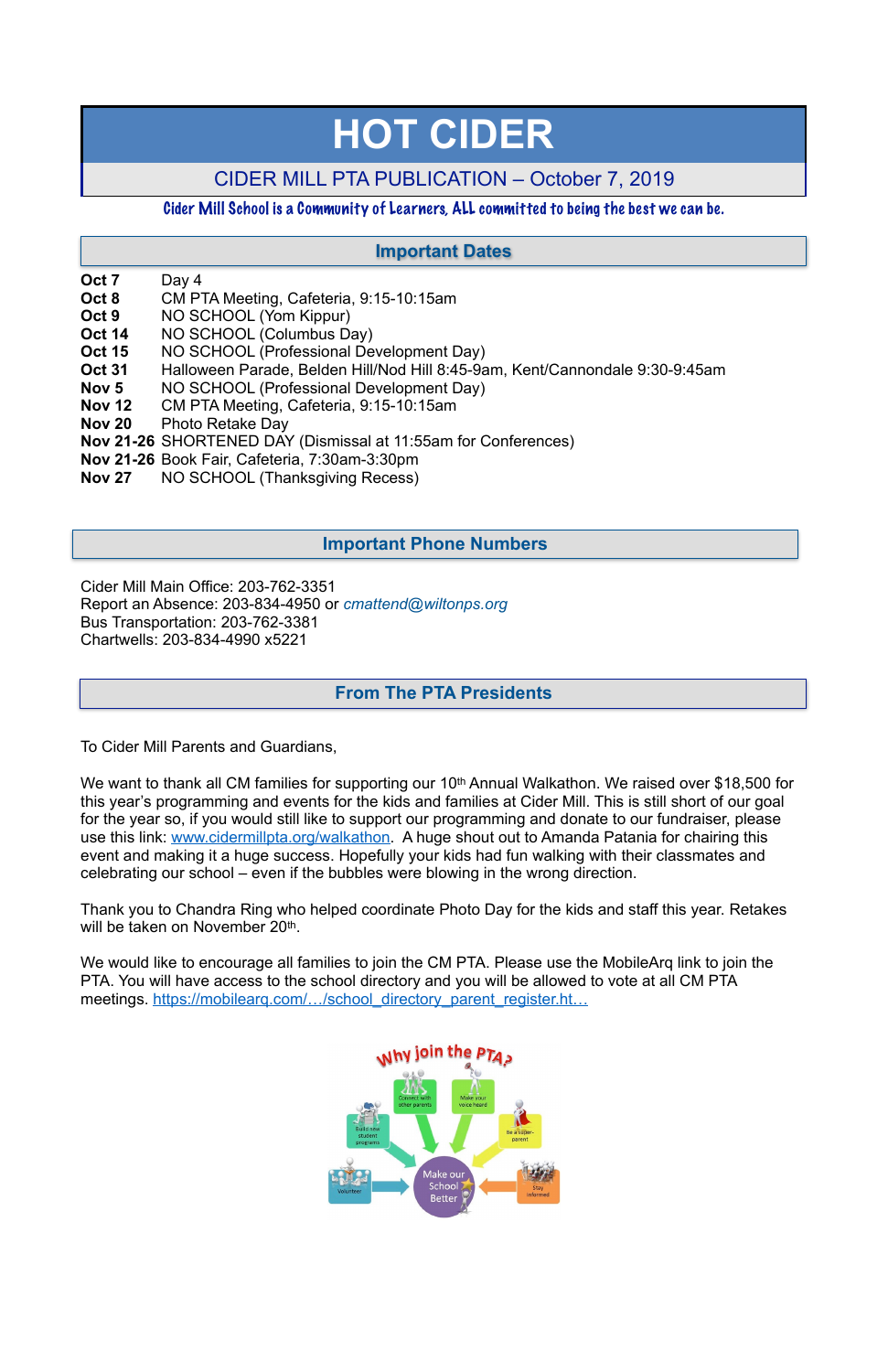# HOT CIDER

## CIDER MILL PTA PUBLICATION – October 7, 2019

Cider Mill School is a Community of Learners, ALL committed to being the best we can be.

## Important Dates

| | |
|---|---|
| **Oct 7** | Day 4 |
| **Oct 8** | CM PTA Meeting, Cafeteria, 9:15-10:15am |
| **Oct 9** | NO SCHOOL (Yom Kippur) |
| **Oct 14** | NO SCHOOL (Columbus Day) |
| **Oct 15** | NO SCHOOL (Professional Development Day) |
| **Oct 31** | Halloween Parade, Belden Hill/Nod Hill 8:45-9am, Kent/Cannondale 9:30-9:45am |
| **Nov 5** | NO SCHOOL (Professional Development Day) |
| **Nov 12** | CM PTA Meeting, Cafeteria, 9:15-10:15am |
| **Nov 20** | Photo Retake Day |
| **Nov 21-26** | SHORTENED DAY (Dismissal at 11:55am for Conferences) |
| **Nov 21-26** | Book Fair, Cafeteria, 7:30am-3:30pm |
| **Nov 27** | NO SCHOOL (Thanksgiving Recess) |

## Important Phone Numbers

Cider Mill Main Office: 203-762-3351
Report an Absence: 203-834-4950 or *cmattend@wiltonps.org*
Bus Transportation: 203-762-3381
Chartwells: 203-834-4990 x5221

## From The PTA Presidents

To Cider Mill Parents and Guardians,

We want to thank all CM families for supporting our 10th Annual Walkathon. We raised over $18,500 for this year's programming and events for the kids and families at Cider Mill. This is still short of our goal for the year so, if you would still like to support our programming and donate to our fundraiser, please use this link: www.cidermillpta.org/walkathon. A huge shout out to Amanda Patania for chairing this event and making it a huge success. Hopefully your kids had fun walking with their classmates and celebrating our school – even if the bubbles were blowing in the wrong direction.

Thank you to Chandra Ring who helped coordinate Photo Day for the kids and staff this year. Retakes will be taken on November 20th.

We would like to encourage all families to join the CM PTA. Please use the MobileArq link to join the PTA. You will have access to the school directory and you will be allowed to vote at all CM PTA meetings. https://mobilearq.com/…/school_directory_parent_register.ht…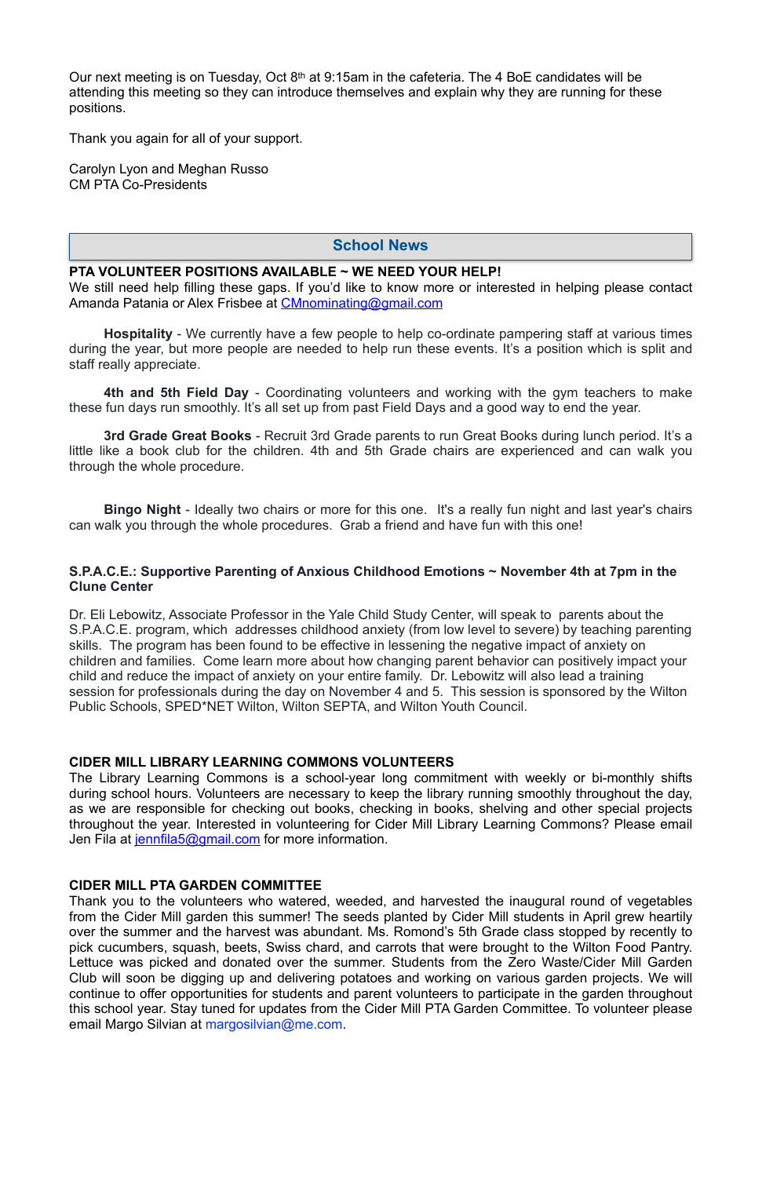Our next meeting is on Tuesday, Oct 8th at 9:15am in the cafeteria. The 4 BoE candidates will be attending this meeting so they can introduce themselves and explain why they are running for these positions.

Thank you again for all of your support.

Carolyn Lyon and Meghan Russo
CM PTA Co-Presidents

## School News

**PTA VOLUNTEER POSITIONS AVAILABLE ~ WE NEED YOUR HELP!**
We still need help filling these gaps. If you'd like to know more or interested in helping please contact Amanda Patania or Alex Frisbee at CMnominating@gmail.com

**Hospitality** - We currently have a few people to help co-ordinate pampering staff at various times during the year, but more people are needed to help run these events. It's a position which is split and staff really appreciate.

**4th and 5th Field Day** - Coordinating volunteers and working with the gym teachers to make these fun days run smoothly. It's all set up from past Field Days and a good way to end the year.

**3rd Grade Great Books** - Recruit 3rd Grade parents to run Great Books during lunch period. It's a little like a book club for the children. 4th and 5th Grade chairs are experienced and can walk you through the whole procedure.

**Bingo Night** - Ideally two chairs or more for this one. It's a really fun night and last year's chairs can walk you through the whole procedures. Grab a friend and have fun with this one!

**S.P.A.C.E.: Supportive Parenting of Anxious Childhood Emotions ~ November 4th at 7pm in the Clune Center**

Dr. Eli Lebowitz, Associate Professor in the Yale Child Study Center, will speak to parents about the S.P.A.C.E. program, which addresses childhood anxiety (from low level to severe) by teaching parenting skills. The program has been found to be effective in lessening the negative impact of anxiety on children and families. Come learn more about how changing parent behavior can positively impact your child and reduce the impact of anxiety on your entire family. Dr. Lebowitz will also lead a training session for professionals during the day on November 4 and 5. This session is sponsored by the Wilton Public Schools, SPED*NET Wilton, Wilton SEPTA, and Wilton Youth Council.

**CIDER MILL LIBRARY LEARNING COMMONS VOLUNTEERS**
The Library Learning Commons is a school-year long commitment with weekly or bi-monthly shifts during school hours. Volunteers are necessary to keep the library running smoothly throughout the day, as we are responsible for checking out books, checking in books, shelving and other special projects throughout the year. Interested in volunteering for Cider Mill Library Learning Commons? Please email Jen Fila at jennfila5@gmail.com for more information.

**CIDER MILL PTA GARDEN COMMITTEE**
Thank you to the volunteers who watered, weeded, and harvested the inaugural round of vegetables from the Cider Mill garden this summer! The seeds planted by Cider Mill students in April grew heartily over the summer and the harvest was abundant. Ms. Romond's 5th Grade class stopped by recently to pick cucumbers, squash, beets, Swiss chard, and carrots that were brought to the Wilton Food Pantry. Lettuce was picked and donated over the summer. Students from the Zero Waste/Cider Mill Garden Club will soon be digging up and delivering potatoes and working on various garden projects. We will continue to offer opportunities for students and parent volunteers to participate in the garden throughout this school year. Stay tuned for updates from the Cider Mill PTA Garden Committee. To volunteer please email Margo Silvian at margosilvian@me.com.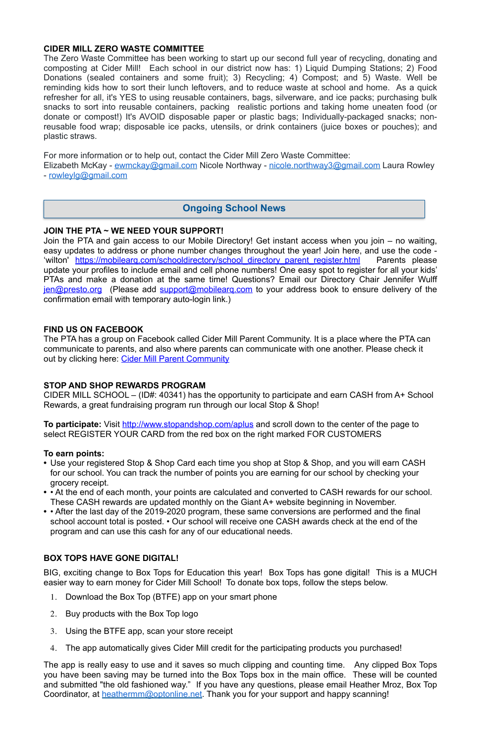**CIDER MILL ZERO WASTE COMMITTEE**

The Zero Waste Committee has been working to start up our second full year of recycling, donating and composting at Cider Mill! Each school in our district now has: 1) Liquid Dumping Stations; 2) Food Donations (sealed containers and some fruit); 3) Recycling; 4) Compost; and 5) Waste. Well be reminding kids how to sort their lunch leftovers, and to reduce waste at school and home. As a quick refresher for all, it's YES to using reusable containers, bags, silverware, and ice packs; purchasing bulk snacks to sort into reusable containers, packing realistic portions and taking home uneaten food (or donate or compost!) It's AVOID disposable paper or plastic bags; Individually-packaged snacks; non-reusable food wrap; disposable ice packs, utensils, or drink containers (juice boxes or pouches); and plastic straws.

For more information or to help out, contact the Cider Mill Zero Waste Committee:
Elizabeth McKay - ewmckay@gmail.com Nicole Northway - nicole.northway3@gmail.com Laura Rowley - rowleylg@gmail.com

## Ongoing School News

**JOIN THE PTA ~ WE NEED YOUR SUPPORT!**

Join the PTA and gain access to our Mobile Directory! Get instant access when you join – no waiting, easy updates to address or phone number changes throughout the year! Join here, and use the code - 'wilton' https://mobilearq.com/schooldirectory/school_directory_parent_register.html Parents please update your profiles to include email and cell phone numbers! One easy spot to register for all your kids' PTAs and make a donation at the same time! Questions? Email our Directory Chair Jennifer Wulff jen@presto.org (Please add support@mobilearq.com to your address book to ensure delivery of the confirmation email with temporary auto-login link.)

**FIND US ON FACEBOOK**

The PTA has a group on Facebook called Cider Mill Parent Community. It is a place where the PTA can communicate to parents, and also where parents can communicate with one another. Please check it out by clicking here: Cider Mill Parent Community

**STOP AND SHOP REWARDS PROGRAM**

CIDER MILL SCHOOL – (ID#: 40341) has the opportunity to participate and earn CASH from A+ School Rewards, a great fundraising program run through our local Stop & Shop!

**To participate:** Visit http://www.stopandshop.com/aplus and scroll down to the center of the page to select REGISTER YOUR CARD from the red box on the right marked FOR CUSTOMERS

**To earn points:**

- Use your registered Stop & Shop Card each time you shop at Stop & Shop, and you will earn CASH for our school. You can track the number of points you are earning for our school by checking your grocery receipt.
- • At the end of each month, your points are calculated and converted to CASH rewards for our school. These CASH rewards are updated monthly on the Giant A+ website beginning in November.
- • After the last day of the 2019-2020 program, these same conversions are performed and the final school account total is posted. • Our school will receive one CASH awards check at the end of the program and can use this cash for any of our educational needs.

**BOX TOPS HAVE GONE DIGITAL!**

BIG, exciting change to Box Tops for Education this year! Box Tops has gone digital! This is a MUCH easier way to earn money for Cider Mill School! To donate box tops, follow the steps below.

1. Download the Box Top (BTFE) app on your smart phone
2. Buy products with the Box Top logo
3. Using the BTFE app, scan your store receipt
4. The app automatically gives Cider Mill credit for the participating products you purchased!

The app is really easy to use and it saves so much clipping and counting time. Any clipped Box Tops you have been saving may be turned into the Box Tops box in the main office. These will be counted and submitted "the old fashioned way." If you have any questions, please email Heather Mroz, Box Top Coordinator, at heathermm@optonline.net. Thank you for your support and happy scanning!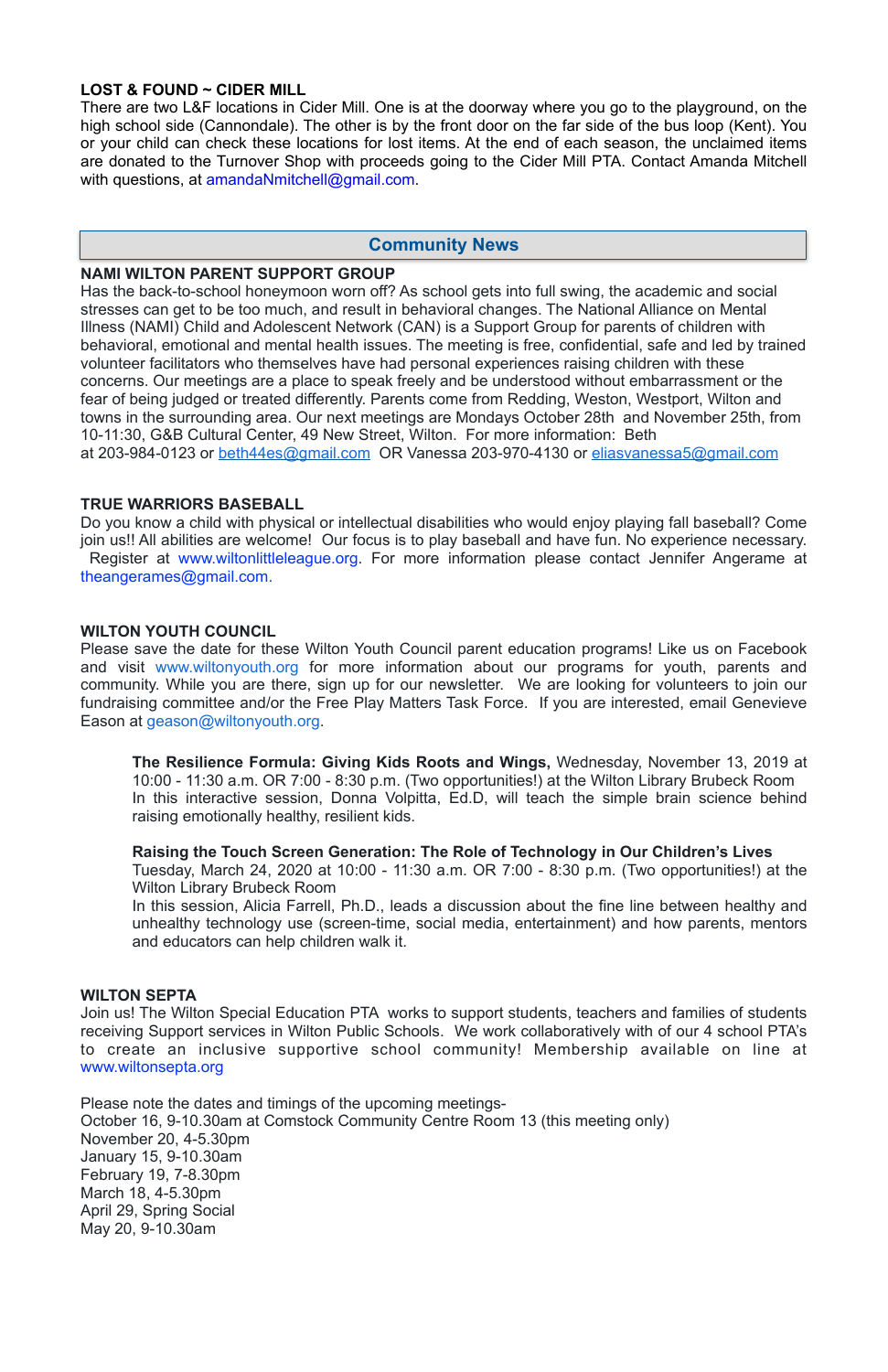**LOST & FOUND ~ CIDER MILL**

There are two L&F locations in Cider Mill. One is at the doorway where you go to the playground, on the high school side (Cannondale). The other is by the front door on the far side of the bus loop (Kent). You or your child can check these locations for lost items. At the end of each season, the unclaimed items are donated to the Turnover Shop with proceeds going to the Cider Mill PTA. Contact Amanda Mitchell with questions, at amandaNmitchell@gmail.com.

## Community News

**NAMI WILTON PARENT SUPPORT GROUP**

Has the back-to-school honeymoon worn off? As school gets into full swing, the academic and social stresses can get to be too much, and result in behavioral changes. The National Alliance on Mental Illness (NAMI) Child and Adolescent Network (CAN) is a Support Group for parents of children with behavioral, emotional and mental health issues. The meeting is free, confidential, safe and led by trained volunteer facilitators who themselves have had personal experiences raising children with these concerns. Our meetings are a place to speak freely and be understood without embarrassment or the fear of being judged or treated differently. Parents come from Redding, Weston, Westport, Wilton and towns in the surrounding area. Our next meetings are Mondays October 28th and November 25th, from 10-11:30, G&B Cultural Center, 49 New Street, Wilton. For more information: Beth at 203-984-0123 or beth44es@gmail.com OR Vanessa 203-970-4130 or eliasvanessa5@gmail.com

**TRUE WARRIORS BASEBALL**

Do you know a child with physical or intellectual disabilities who would enjoy playing fall baseball? Come join us!! All abilities are welcome! Our focus is to play baseball and have fun. No experience necessary. Register at www.wiltonlittleleague.org. For more information please contact Jennifer Angerame at theangerames@gmail.com.

**WILTON YOUTH COUNCIL**

Please save the date for these Wilton Youth Council parent education programs! Like us on Facebook and visit www.wiltonyouth.org for more information about our programs for youth, parents and community. While you are there, sign up for our newsletter. We are looking for volunteers to join our fundraising committee and/or the Free Play Matters Task Force. If you are interested, email Genevieve Eason at geason@wiltonyouth.org.

**The Resilience Formula: Giving Kids Roots and Wings,** Wednesday, November 13, 2019 at 10:00 - 11:30 a.m. OR 7:00 - 8:30 p.m. (Two opportunities!) at the Wilton Library Brubeck Room
In this interactive session, Donna Volpitta, Ed.D, will teach the simple brain science behind raising emotionally healthy, resilient kids.

**Raising the Touch Screen Generation: The Role of Technology in Our Children's Lives**
Tuesday, March 24, 2020 at 10:00 - 11:30 a.m. OR 7:00 - 8:30 p.m. (Two opportunities!) at the Wilton Library Brubeck Room
In this session, Alicia Farrell, Ph.D., leads a discussion about the fine line between healthy and unhealthy technology use (screen-time, social media, entertainment) and how parents, mentors and educators can help children walk it.

**WILTON SEPTA**

Join us! The Wilton Special Education PTA works to support students, teachers and families of students receiving Support services in Wilton Public Schools. We work collaboratively with of our 4 school PTA's to create an inclusive supportive school community! Membership available on line at www.wiltonsepta.org

Please note the dates and timings of the upcoming meetings-
October 16, 9-10.30am at Comstock Community Centre Room 13 (this meeting only)
November 20, 4-5.30pm
January 15, 9-10.30am
February 19, 7-8.30pm
March 18, 4-5.30pm
April 29, Spring Social
May 20, 9-10.30am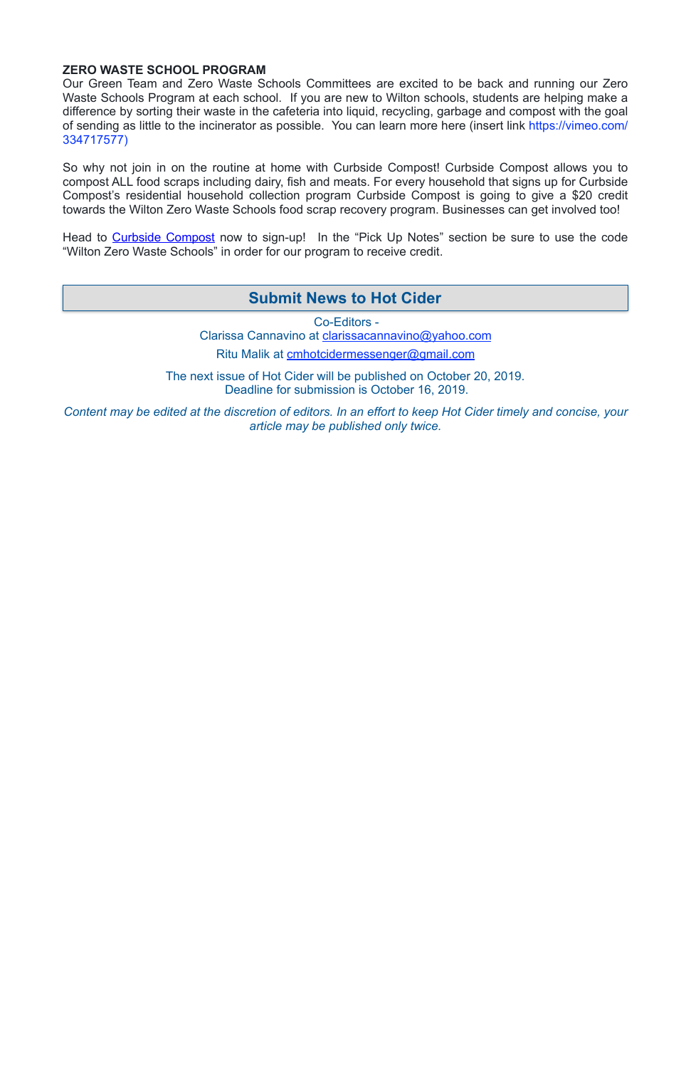**ZERO WASTE SCHOOL PROGRAM**

Our Green Team and Zero Waste Schools Committees are excited to be back and running our Zero Waste Schools Program at each school. If you are new to Wilton schools, students are helping make a difference by sorting their waste in the cafeteria into liquid, recycling, garbage and compost with the goal of sending as little to the incinerator as possible. You can learn more here (insert link https://vimeo.com/334717577)

So why not join in on the routine at home with Curbside Compost! Curbside Compost allows you to compost ALL food scraps including dairy, fish and meats. For every household that signs up for Curbside Compost's residential household collection program Curbside Compost is going to give a $20 credit towards the Wilton Zero Waste Schools food scrap recovery program. Businesses can get involved too!

Head to Curbside Compost now to sign-up! In the "Pick Up Notes" section be sure to use the code "Wilton Zero Waste Schools" in order for our program to receive credit.

## Submit News to Hot Cider

Co-Editors -
Clarissa Cannavino at clarissacannavino@yahoo.com

Ritu Malik at cmhotcidermessenger@gmail.com

The next issue of Hot Cider will be published on October 20, 2019.
Deadline for submission is October 16, 2019.

*Content may be edited at the discretion of editors. In an effort to keep Hot Cider timely and concise, your article may be published only twice.*